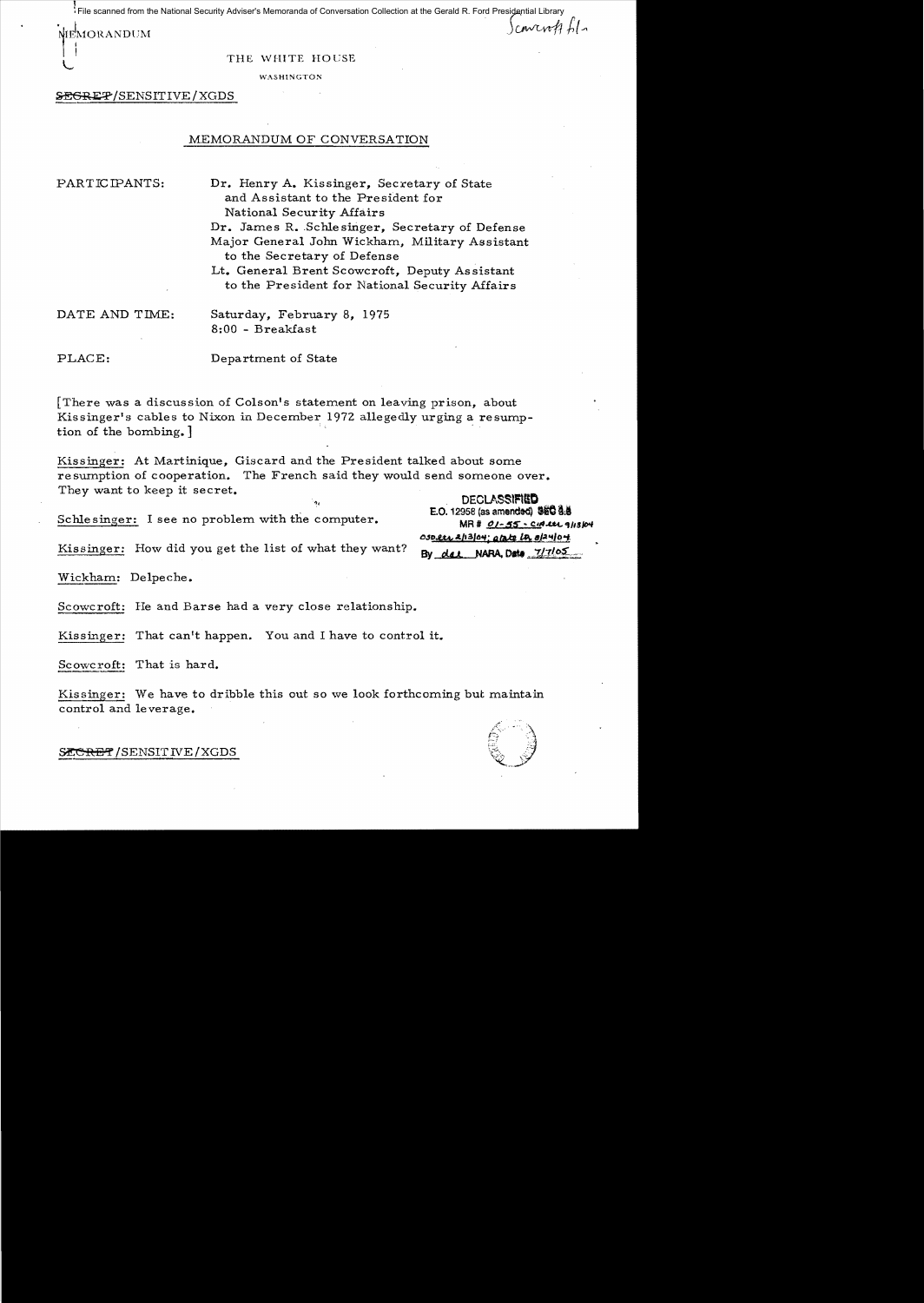File scanned from the National Security Adviser's Memoranda of Conversation Collection at the Gerald R. Ford Presidential Library

MEMORANDUM

Scowcroft file

THE WHITE HOUSE

WASHINGTON

~~SECRET~~/SENSITIVE/XGDS

MEMORANDUM OF CONVERSATION

PARTICIPANTS: Dr. Henry A. Kissinger, Secretary of State and Assistant to the President for National Security Affairs
Dr. James R. Schlesinger, Secretary of Defense
Major General John Wickham, Military Assistant to the Secretary of Defense
Lt. General Brent Scowcroft, Deputy Assistant to the President for National Security Affairs

DATE AND TIME: Saturday, February 8, 1975
8:00 - Breakfast

PLACE: Department of State

[There was a discussion of Colson's statement on leaving prison, about Kissinger's cables to Nixon in December 1972 allegedly urging a resumption of the bombing.]

Kissinger: At Martinique, Giscard and the President talked about some resumption of cooperation. The French said they would send someone over. They want to keep it secret.

DECLASSIFIED
E.O. 12958 (as amended) SEC 3.3
MR # 01-55 - CIA ltr 9/13/04
OSD ltr 2/13/04; State ltr 8/24/04
By dal NARA, Date 7/7/05

Schlesinger: I see no problem with the computer.

Kissinger: How did you get the list of what they want?

Wickham: Delpeche.

Scowcroft: He and Barse had a very close relationship.

Kissinger: That can't happen. You and I have to control it.

Scowcroft: That is hard.

Kissinger: We have to dribble this out so we look forthcoming but maintain control and leverage.

~~SECRET~~/SENSITIVE/XGDS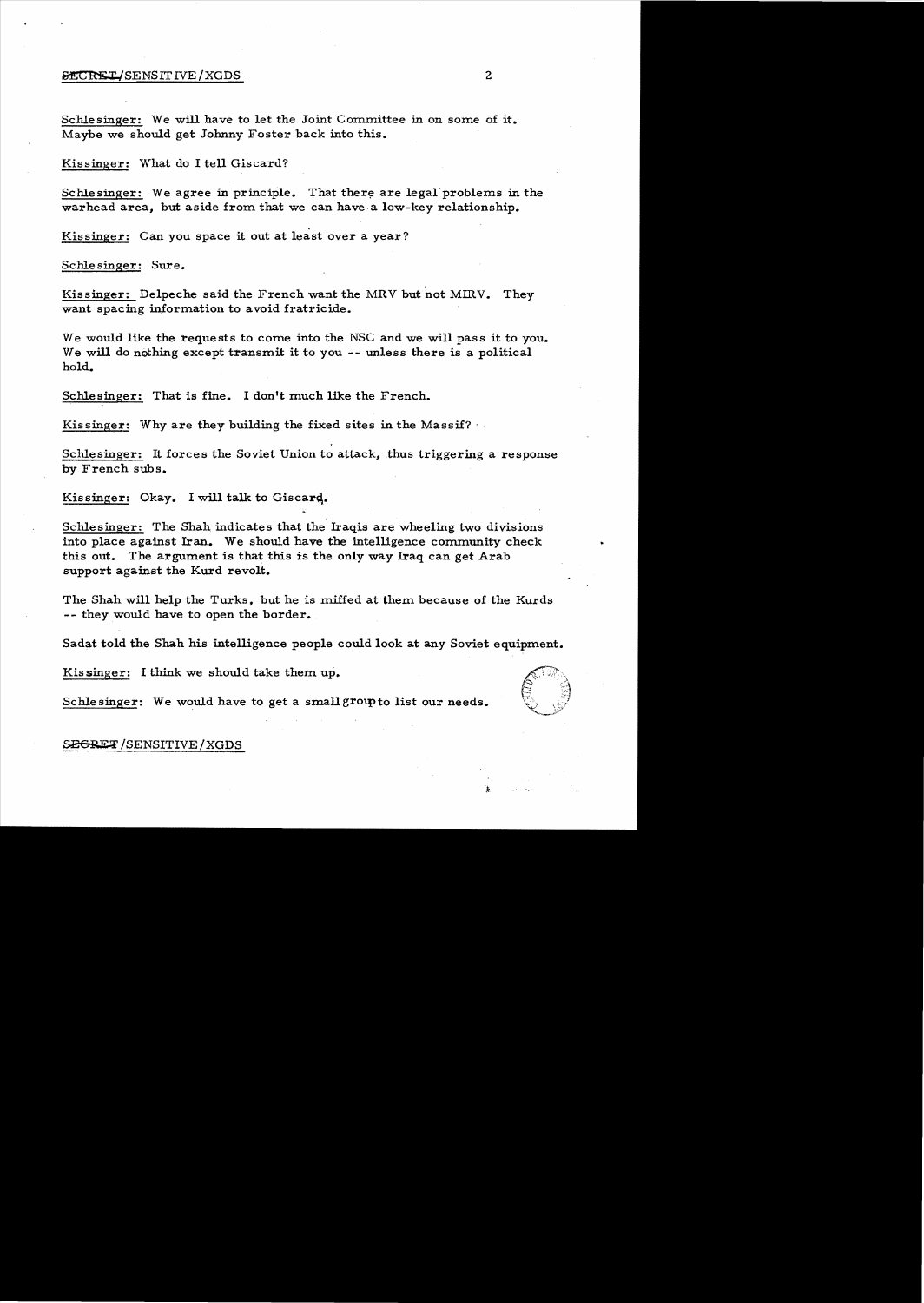SECRET/SENSITIVE/XGDS

Schlesinger: We will have to let the Joint Committee in on some of it. Maybe we should get Johnny Foster back into this.

Kissinger: What do I tell Giscard?

Schlesinger: We agree in principle. That there are legal problems in the warhead area, but aside from that we can have a low-key relationship.

Kissinger: Can you space it out at least over a year?

Schlesinger: Sure.

Kissinger: Delpeche said the French want the MRV but not MIRV. They want spacing information to avoid fratricide.

We would like the requests to come into the NSC and we will pass it to you. We will do nothing except transmit it to you -- unless there is a political hold.

Schlesinger: That is fine. I don't much like the French.

Kissinger: Why are they building the fixed sites in the Massif?

Schlesinger: It forces the Soviet Union to attack, thus triggering a response by French subs.

Kissinger: Okay. I will talk to Giscard.

Schlesinger: The Shah indicates that the Iraqis are wheeling two divisions into place against Iran. We should have the intelligence community check this out. The argument is that this is the only way Iraq can get Arab support against the Kurd revolt.

The Shah will help the Turks, but he is miffed at them because of the Kurds -- they would have to open the border.

Sadat told the Shah his intelligence people could look at any Soviet equipment.

Kissinger: I think we should take them up.

Schlesinger: We would have to get a small group to list our needs.

SECRET/SENSITIVE/XGDS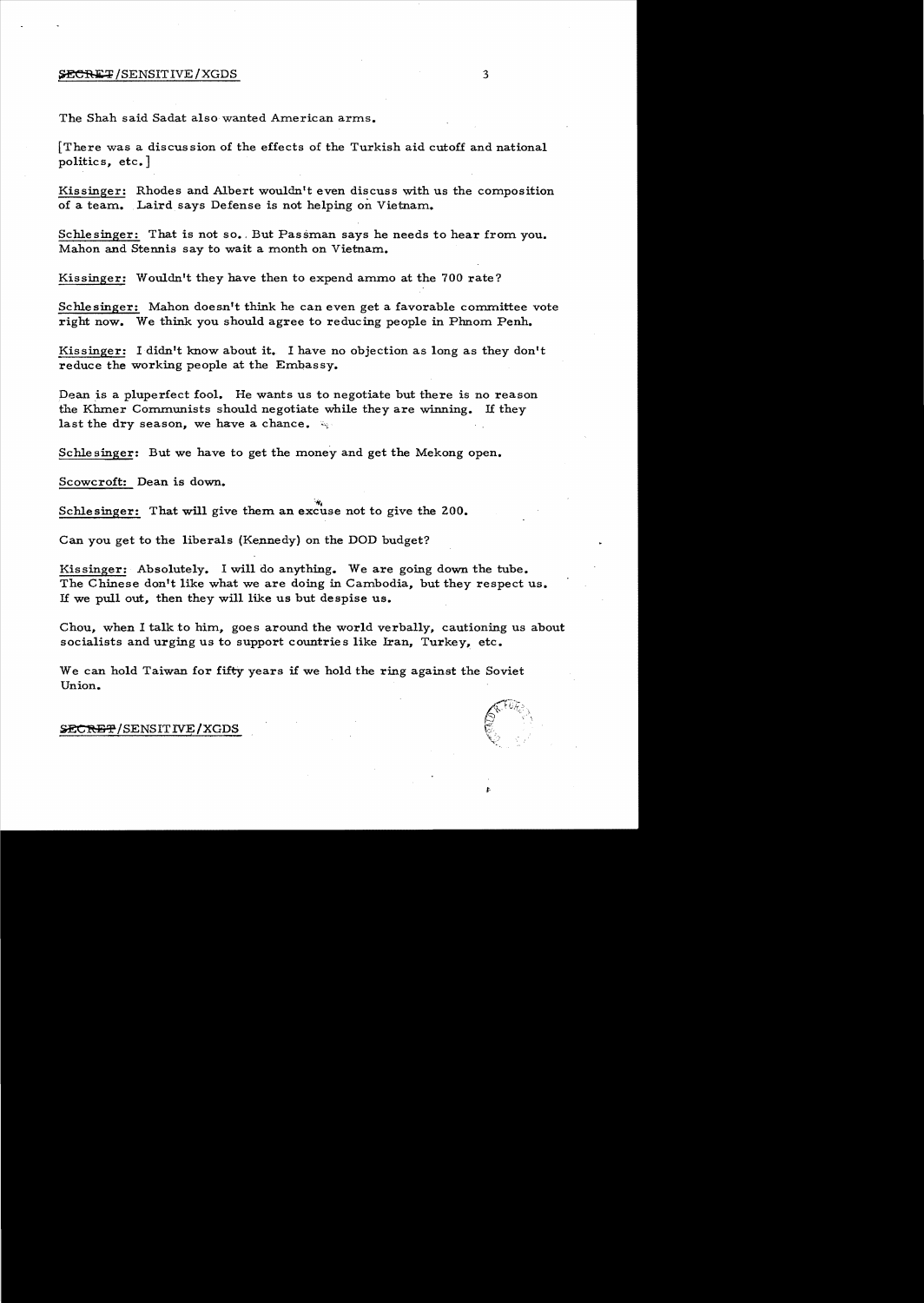The Shah said Sadat also wanted American arms.

[There was a discussion of the effects of the Turkish aid cutoff and national politics, etc.]

Kissinger: Rhodes and Albert wouldn't even discuss with us the composition of a team. Laird says Defense is not helping on Vietnam.

Schlesinger: That is not so. But Passman says he needs to hear from you. Mahon and Stennis say to wait a month on Vietnam.

Kissinger: Wouldn't they have then to expend ammo at the 700 rate?

Schlesinger: Mahon doesn't think he can even get a favorable committee vote right now. We think you should agree to reducing people in Phnom Penh.

Kissinger: I didn't know about it. I have no objection as long as they don't reduce the working people at the Embassy.

Dean is a pluperfect fool. He wants us to negotiate but there is no reason the Khmer Communists should negotiate while they are winning. If they last the dry season, we have a chance.

Schlesinger: But we have to get the money and get the Mekong open.

Scowcroft: Dean is down.

Schlesinger: That will give them an excuse not to give the 200.

Can you get to the liberals (Kennedy) on the DOD budget?

Kissinger: Absolutely. I will do anything. We are going down the tube. The Chinese don't like what we are doing in Cambodia, but they respect us. If we pull out, then they will like us but despise us.

Chou, when I talk to him, goes around the world verbally, cautioning us about socialists and urging us to support countries like Iran, Turkey, etc.

We can hold Taiwan for fifty years if we hold the ring against the Soviet Union.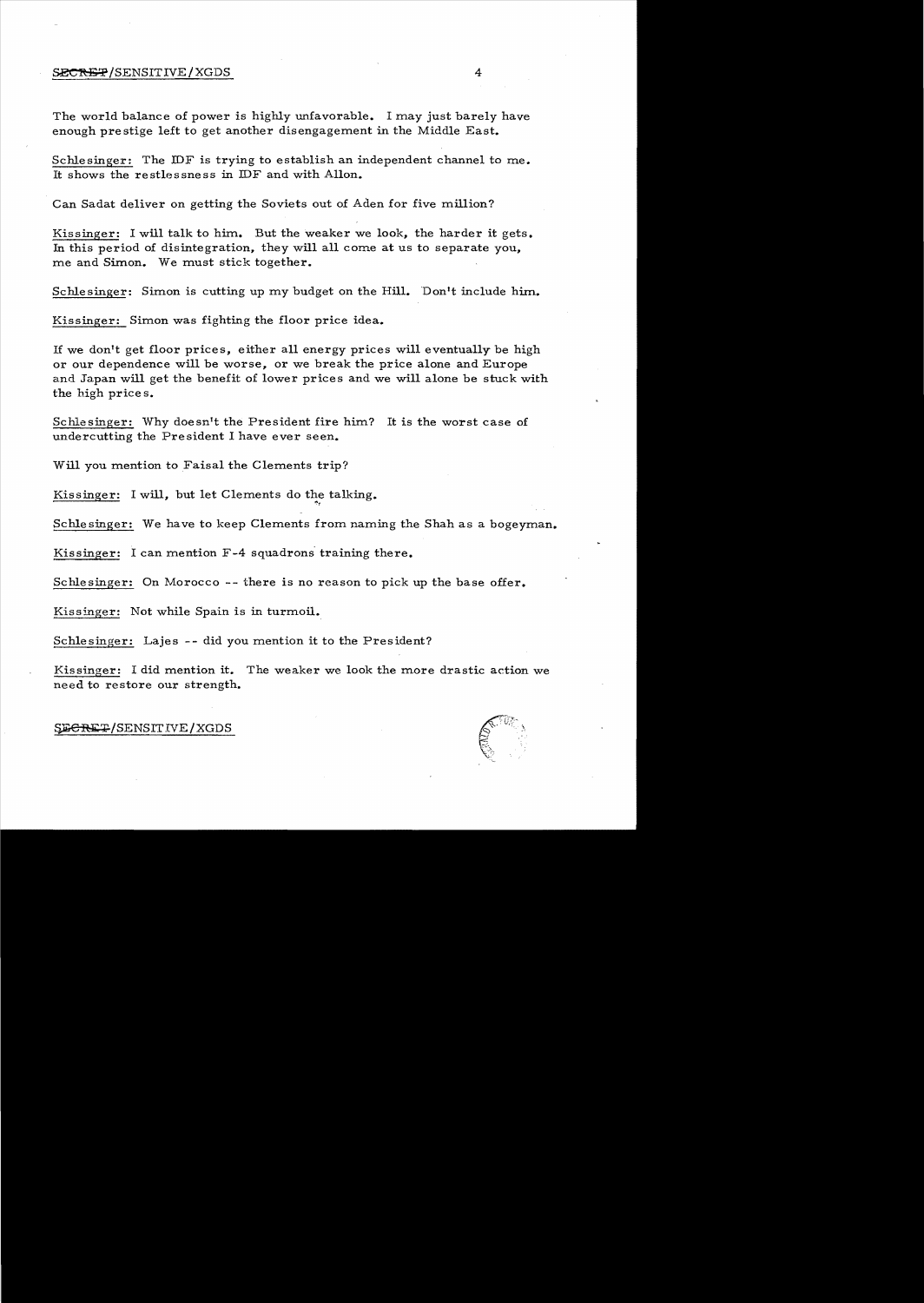The world balance of power is highly unfavorable. I may just barely have enough prestige left to get another disengagement in the Middle East.

Schlesinger: The IDF is trying to establish an independent channel to me. It shows the restlessness in IDF and with Allon.

Can Sadat deliver on getting the Soviets out of Aden for five million?

Kissinger: I will talk to him. But the weaker we look, the harder it gets. In this period of disintegration, they will all come at us to separate you, me and Simon. We must stick together.

Schlesinger: Simon is cutting up my budget on the Hill. Don't include him.

Kissinger: Simon was fighting the floor price idea.

If we don't get floor prices, either all energy prices will eventually be high or our dependence will be worse, or we break the price alone and Europe and Japan will get the benefit of lower prices and we will alone be stuck with the high prices.

Schlesinger: Why doesn't the President fire him? It is the worst case of undercutting the President I have ever seen.

Will you mention to Faisal the Clements trip?

Kissinger: I will, but let Clements do the talking.

Schlesinger: We have to keep Clements from naming the Shah as a bogeyman.

Kissinger: I can mention F-4 squadrons training there.

Schlesinger: On Morocco -- there is no reason to pick up the base offer.

Kissinger: Not while Spain is in turmoil.

Schlesinger: Lajes -- did you mention it to the President?

Kissinger: I did mention it. The weaker we look the more drastic action we need to restore our strength.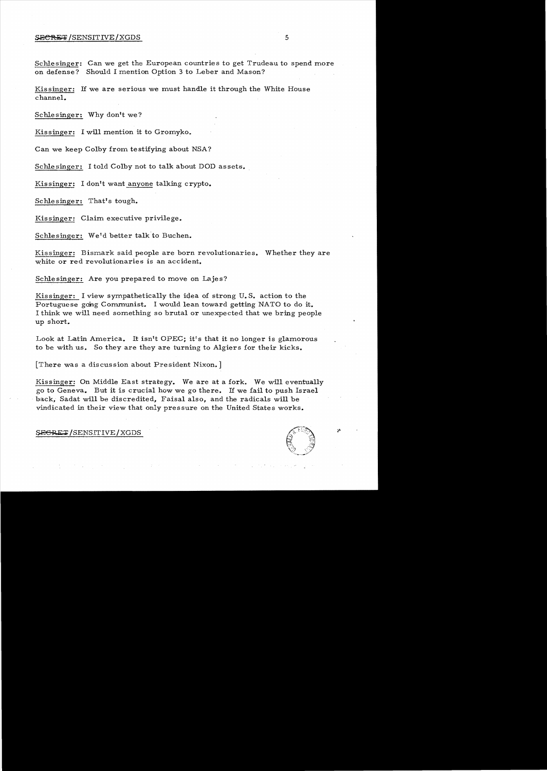Schlesinger: Can we get the European countries to get Trudeau to spend more on defense? Should I mention Option 3 to Leber and Mason?

Kissinger: If we are serious we must handle it through the White House channel.

Schlesinger: Why don't we?

Kissinger: I will mention it to Gromyko.

Can we keep Colby from testifying about NSA?

Schlesinger: I told Colby not to talk about DOD assets.

Kissinger: I don't want anyone talking crypto.

Schlesinger: That's tough.

Kissinger: Claim executive privilege.

Schlesinger: We'd better talk to Buchen.

Kissinger: Bismark said people are born revolutionaries. Whether they are white or red revolutionaries is an accident.

Schlesinger: Are you prepared to move on Lajes?

Kissinger: I view sympathetically the idea of strong U.S. action to the Portuguese going Communist. I would lean toward getting NATO to do it. I think we will need something so brutal or unexpected that we bring people up short.

Look at Latin America. It isn't OPEC; it's that it no longer is glamorous to be with us. So they are they are turning to Algiers for their kicks.

[There was a discussion about President Nixon.]

Kissinger: On Middle East strategy. We are at a fork. We will eventually go to Geneva. But it is crucial how we go there. If we fail to push Israel back, Sadat will be discredited, Faisal also, and the radicals will be vindicated in their view that only pressure on the United States works.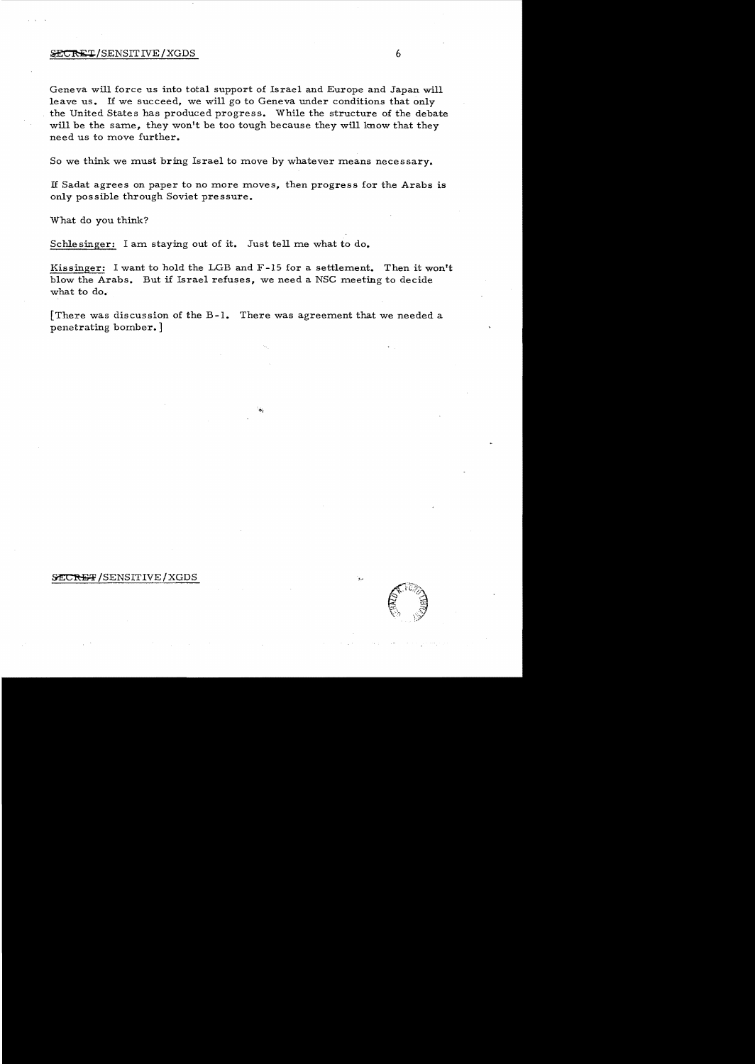Geneva will force us into total support of Israel and Europe and Japan will leave us. If we succeed, we will go to Geneva under conditions that only the United States has produced progress. While the structure of the debate will be the same, they won't be too tough because they will know that they need us to move further.

So we think we must bring Israel to move by whatever means necessary.

If Sadat agrees on paper to no more moves, then progress for the Arabs is only possible through Soviet pressure.

What do you think?

Schlesinger: I am staying out of it. Just tell me what to do.

Kissinger: I want to hold the LGB and F-15 for a settlement. Then it won't blow the Arabs. But if Israel refuses, we need a NSC meeting to decide what to do.

[There was discussion of the B-1. There was agreement that we needed a penetrating bomber.]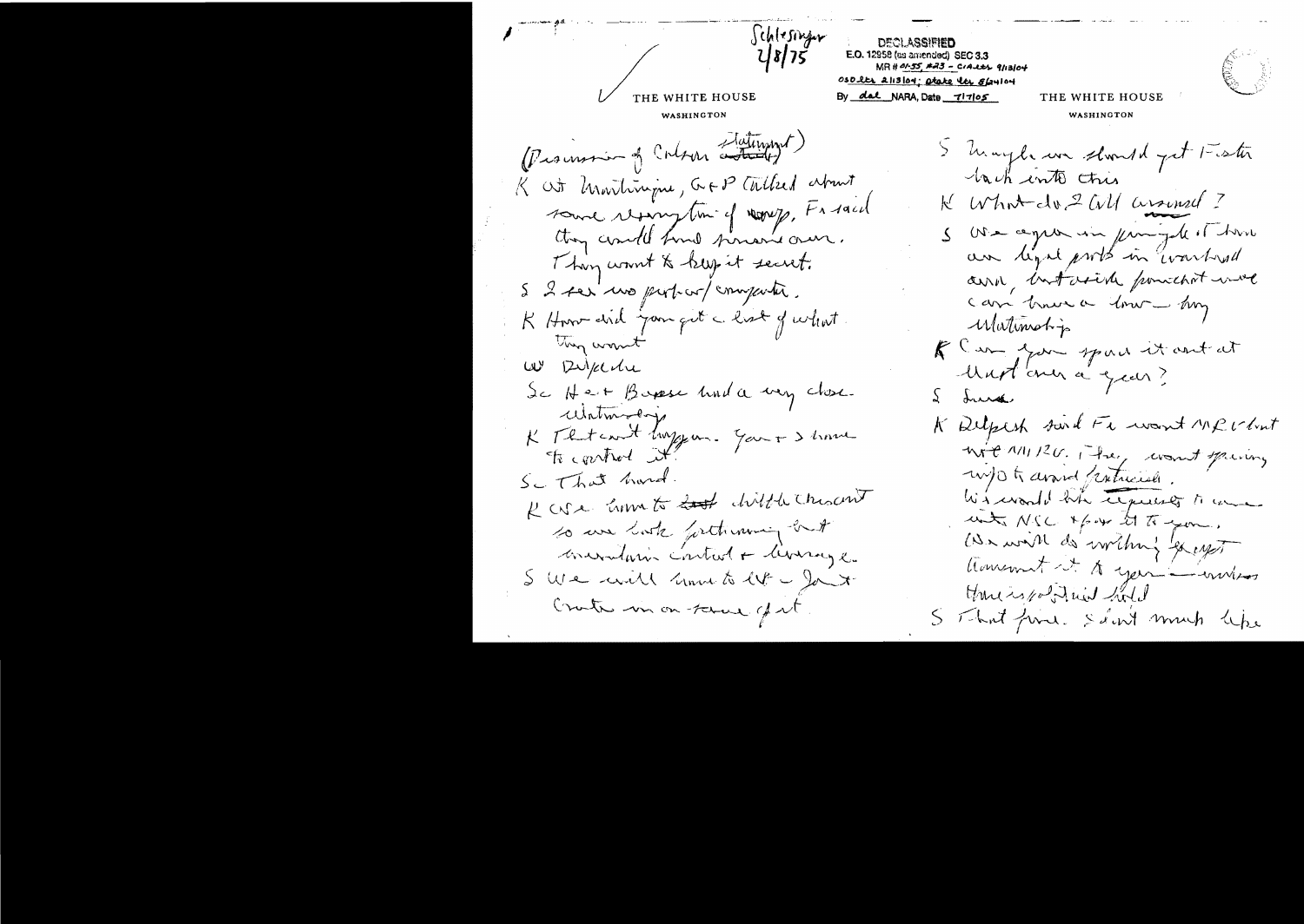Schlesinger
2/8/75

DECLASSIFIED
E.O. 12958 (as amended) SEC 3.3
MR # 01-55, #23 - CIA ltr 9/13/04
OSD ltr 2/13/04; State ltr 8/24/04
By dal NARA, Date 7/7/05

THE WHITE HOUSE
WASHINGTON

(Discussion of Colson Statement)

K At Martinique, G & P talked about some recovery of wrecks. Fr said they could fund movie over. They want to keep it secret.

S I see no perfor/comparative.

K How did you get a list of what they want

W Delpech

S Hart Bases had a very close relationship

K That can't happen. You & I have to control it.

S That hard.

K We have to ~~tell~~ dribble this out so we lose nothing but maintain control & leverage.

S We will have to let ~~–~~ Ja + Crats in on some of it.

THE WHITE HOUSE
WASHINGTON

S Maybe we should get Foster back into this

K What do I tell Arnaud?

S We agree in principle. There are legal probs in warhead area, but aside from that we can have a low-key relationship

K Can you spread it out at least over a year?

S Sure.

K Delpech said Fr want MRV but not MIRV. They want spacing info to avoid fratricide. He would like exercise to come into NSC & go to you. We will do nothing except comment it to you — unless there is political hold

S That fine. I don't much like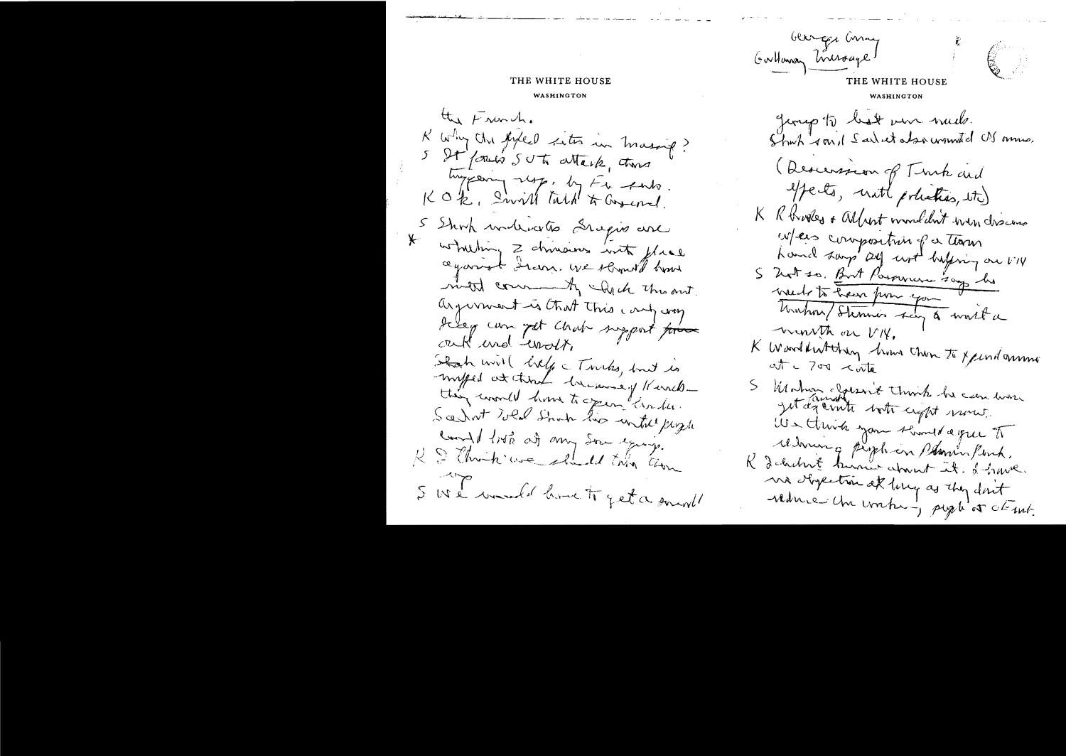THE WHITE HOUSE

WASHINGTON

the French.

K Why the fixed sites in Massif?

S It forces SU to attack, thus triggering resp. by Fr. forces.

K OK. I will talk to Giscard.

\* S Shah indicates Iraqis are shifting 2 divisions into place against Iran. We should have noted conventionally check this out. Argument is that this is only way Iraq can get Arab support for ? and revolt.

Shah will help c Turks, but is miffed at them because of Kurds – they would have to open border. Sadat told Shah his untied people could lose at any one ? expense.

K I think we should ? them up

S We would have to get a small

George Brown

Galloway message

THE WHITE HOUSE

WASHINGTON

group to do it very much. Shah said Sadat also wanted US arms.

(Discussion of Turk aid effects, natl politics, etc)

K Brooks & Albert wouldn't even discuss w/ us composition of a team. Hamilton says Dof not helping on VN.

S Not so. But Pursuant says he needs to hear from you. Mahon/Stennis say to wait a month on VN.

K Wouldn't it be better to spend ammo at ~ 700 rate

S Mahon doesn't think he can win yet against vote right now. We think you should agree to reducing people in Phnom Penh.

K I didn't know about it. I have no objection as long as they don't reduce the working people at Emb.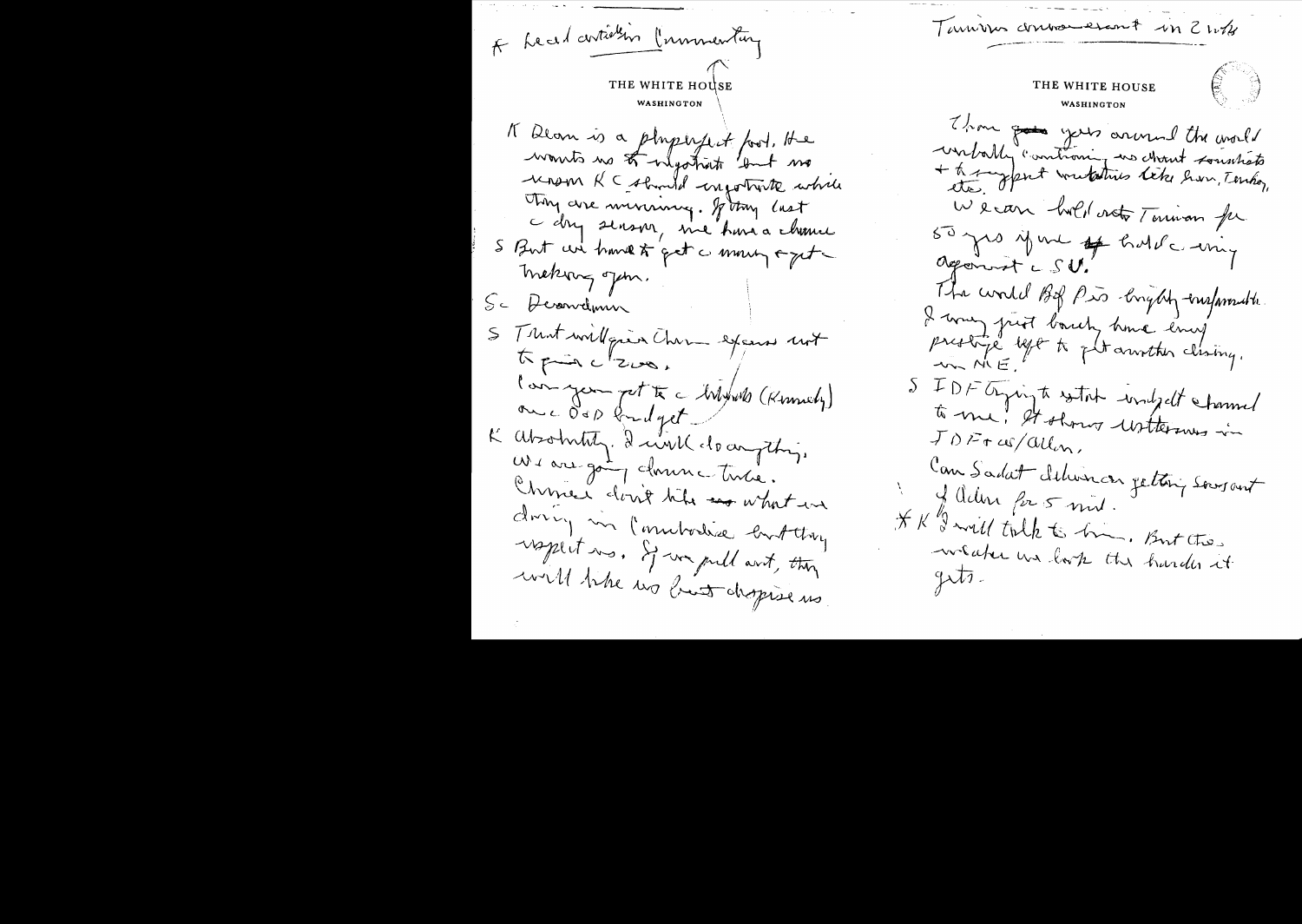\* Read articles Commentary

THE WHITE HOUSE
WASHINGTON

K Dean is a playperfect fool. He wants us to negotiate but no reason KC should negotiate while they are winning. If they last a dry season, we have a chance

S But we have to get a money & get Mekong open.

S. Deandemn

S That will give them excuse not to give a 222.

Can you get to a little (Kennedy) on a DOD budget.

K Absolutely. I will do anything. We are going down a tube. Chinese don't like what we doing in Cambodia but they respect us. If we pull out, they will like us but despise us.

Taiwan annoucement in 2 wks

THE WHITE HOUSE
WASHINGTON

Then for years around the world verbally continuing no chart somewhat + to support initiatives like Iran, Turkey, etc.

We can hold onto Taiwan for 50 yrs if we hold a ring against a SU.

The world B of P is brightly unfavorable. I may just barely have enough prestige left to get another doing in ME.

S IDF trying to start indep. channel to me. It shows Uttermost in IDF & us/Allen.

Can Sadat deliver on getting Secret of Adm for 5 mil.

\* K I will talk to him. But the weaker we look the harder it gets.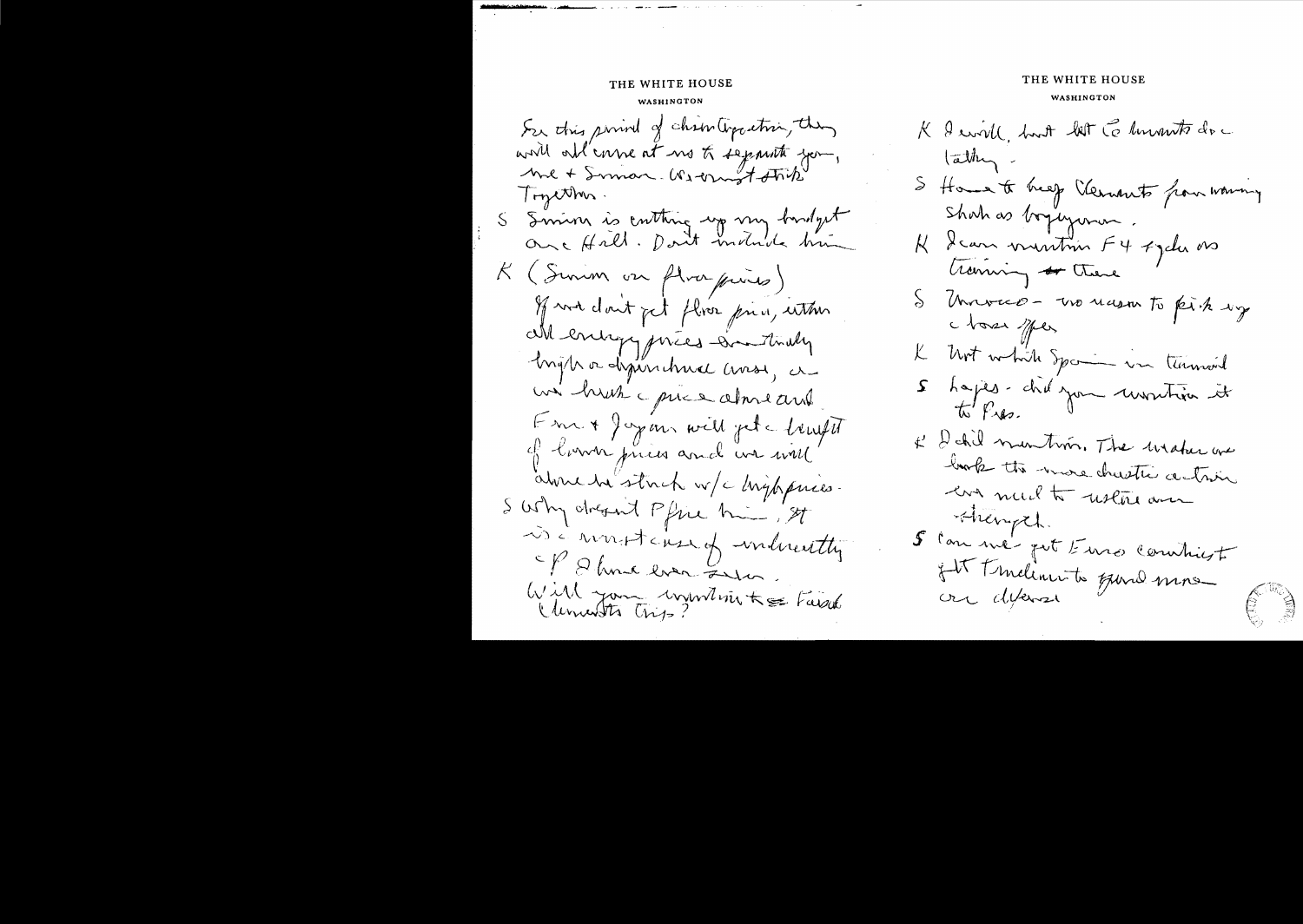THE WHITE HOUSE

WASHINGTON

In this period of chain (?) reaction, they will all come at us to separate you, me + Simon. We must stick together.

S Simon is cutting up my budget are Hall. Don't include him

K (Simon on floor prices)

If we don't get floor price, either all energy prices dramatically high or depressed areas, are we break a price above and Eur. + Japan will get a benefit of lower prices and we will alone be stuck w/ high prices.

S Why doesn't P fire him, It is a worst case of indiscretion if I have ever seen.

Will you mention to Faisal Clements trip?

THE WHITE HOUSE

WASHINGTON

K I will, but let Clements do talking.

S Have to keep Clements from warning Shah as being over.

K I can mention F4 + you are training there

S Morocco - no reason to pick up the tax offer

K Not while Spain in turmoil

S Lajes - did you mention it to Pres.

K I did mention. The weaker we look the more drastic action we need to restore our strength.

S Can we get Euros commitment of its Tr... to spend more on defense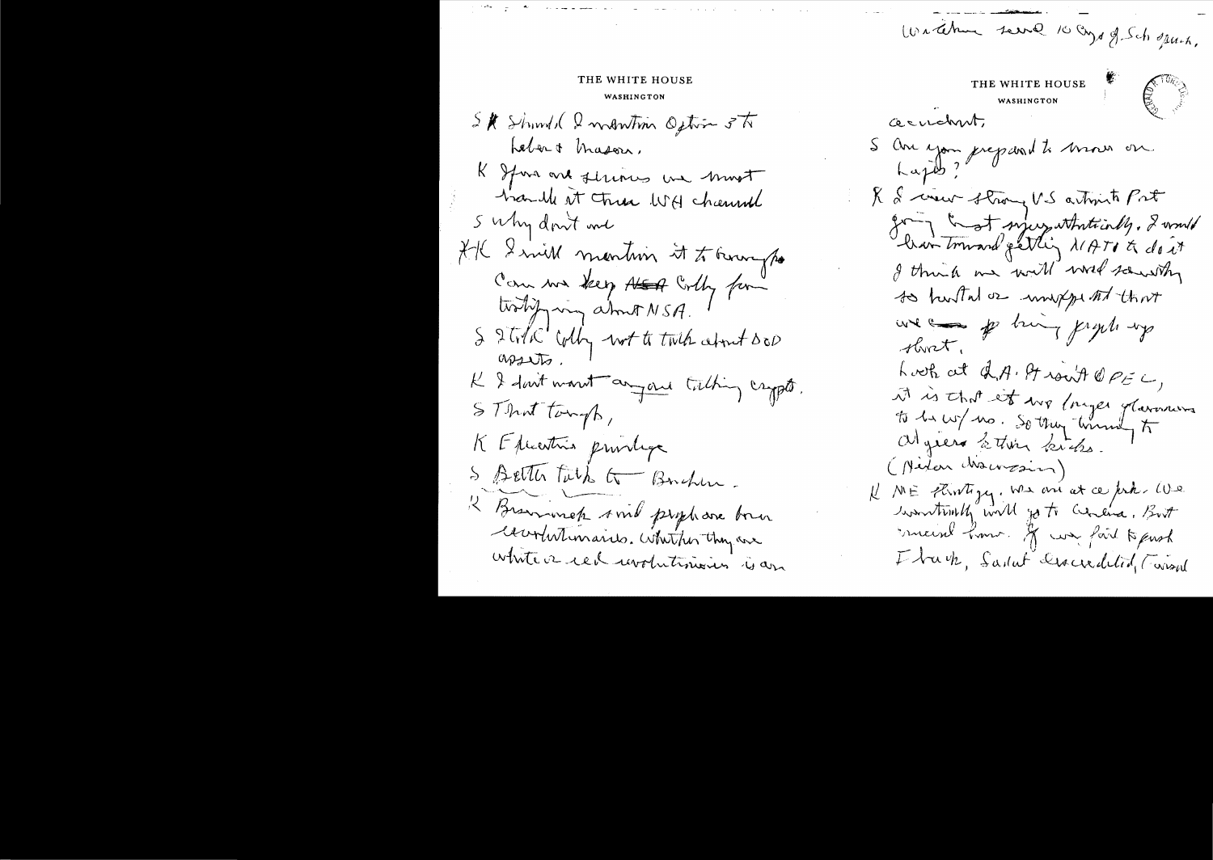THE WHITE HOUSE

WASHINGTON

S K Should I mention Option 3 to Leber & Mason.

K If you are serious we must handle it thru WH channel

S Why don't we

HK I will mention it to Brownyo

Can we keep ~~AEA~~ Colby from testifying about NSA.

S I talk Colby not to talk about DOD assets.

K I don't want anyone talking crypto.

S That tough,

K Executive privilege

S Better talk to Buchen.

K Brzezinski and people are born revolutionaries. Whether they are white or red revolutionaries is an

Watching several 10 days of Sch speech.

THE WHITE HOUSE

WASHINGTON

accident.

S Are you prepared to move on Lajes?

K I view strong US antipathy to Port going Communist sympathetically. I would lean toward getting NATO to do it

I think we will need something so brutal or unexpected that we ~~can~~ bring people up short.

Look at the A. It isn't OPEC, it is that it no longer glamorous to be w/ us. So they running to Algiers to their kicks.

(Nixon discussion)

K ME strategy. We are at a peak. We eventually will go to Geneva. But need time. If we fail to push I back, Sadat discredited, Fisal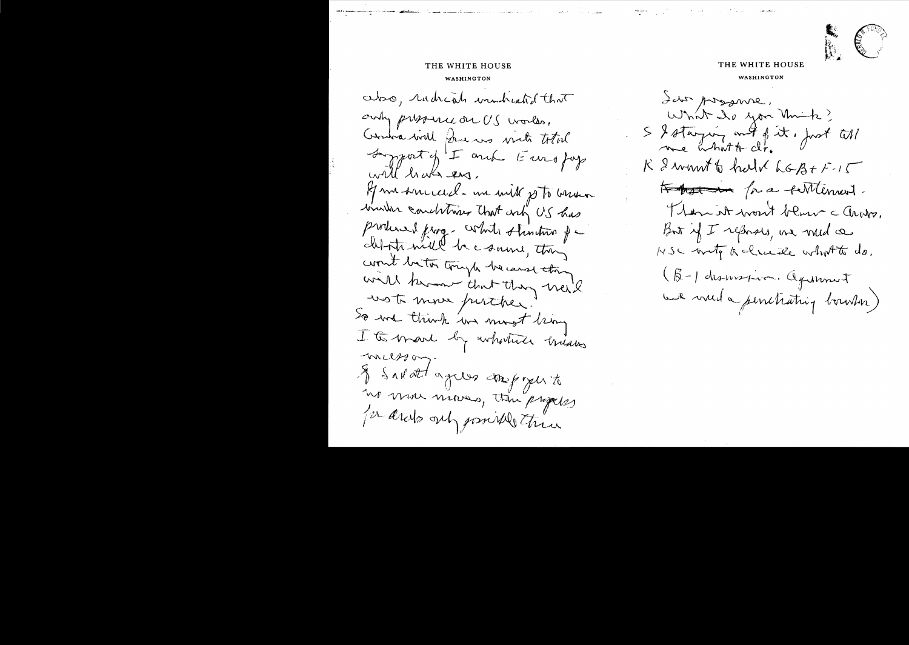THE WHITE HOUSE

WASHINGTON

also, radicals indicated that only pressure on US works. Geneva will force us into total support of I and Euros/Japs will leave us.

If we succeed - we will go to Geneva under conditions that only US has produced prog. While situation for diplomats will be c same, they won't be too tough because they will know that they need us to move further.

So we think we must bring I to move by whatever means necessary.

If Sadat agrees & prefers to no more moves, then prospects for Arabs only possible thru

THE WHITE HOUSE

WASHINGTON

Sov pressure.

What do you think?

S I staying out of it. Just tell me what to do.

K I want to hold LGB + F-15 for a settlement. Then it won't blow c Arabs. But if I refuses, we need a NSC mtg to decide what to do.

(B-1 discussion. Agreement we need a penetrating bomber)